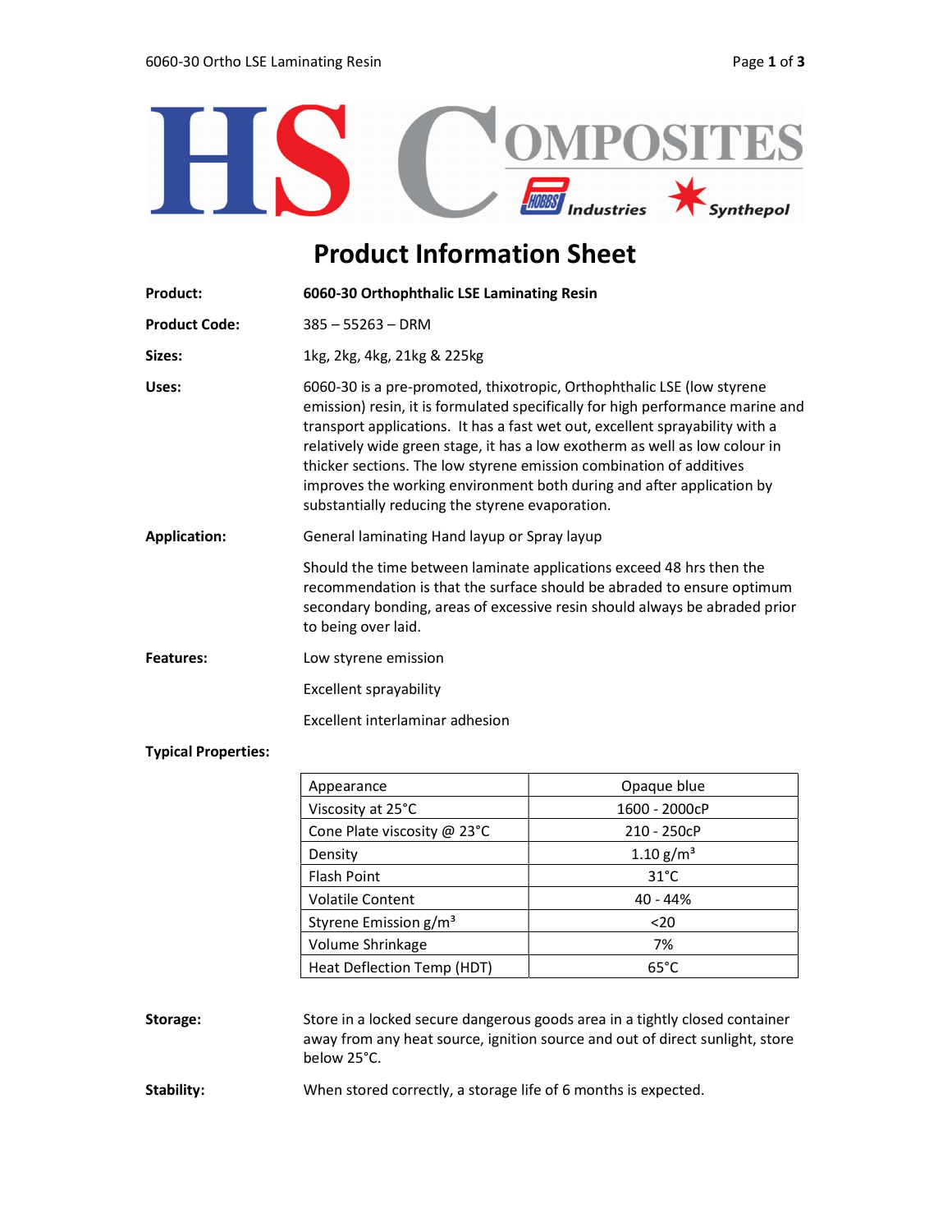HS COMPOSITES

HOBBS Industries  Synthepol

# Product Information Sheet

**Product:** **6060-30 Orthophthalic LSE Laminating Resin**

**Product Code:** 385 – 55263 – DRM

**Sizes:** 1kg, 2kg, 4kg, 21kg & 225kg

**Uses:** 6060-30 is a pre-promoted, thixotropic, Orthophthalic LSE (low styrene emission) resin, it is formulated specifically for high performance marine and transport applications. It has a fast wet out, excellent sprayability with a relatively wide green stage, it has a low exotherm as well as low colour in thicker sections. The low styrene emission combination of additives improves the working environment both during and after application by substantially reducing the styrene evaporation.

**Application:** General laminating Hand layup or Spray layup

Should the time between laminate applications exceed 48 hrs then the recommendation is that the surface should be abraded to ensure optimum secondary bonding, areas of excessive resin should always be abraded prior to being over laid.

**Features:** Low styrene emission

Excellent sprayability

Excellent interlaminar adhesion

**Typical Properties:**

| Property | Value |
|---|---|
| Appearance | Opaque blue |
| Viscosity at 25°C | 1600 - 2000cP |
| Cone Plate viscosity @ 23°C | 210 - 250cP |
| Density | 1.10 g/m³ |
| Flash Point | 31°C |
| Volatile Content | 40 - 44% |
| Styrene Emission g/m³ | <20 |
| Volume Shrinkage | 7% |
| Heat Deflection Temp (HDT) | 65°C |

**Storage:** Store in a locked secure dangerous goods area in a tightly closed container away from any heat source, ignition source and out of direct sunlight, store below 25°C.

**Stability:** When stored correctly, a storage life of 6 months is expected.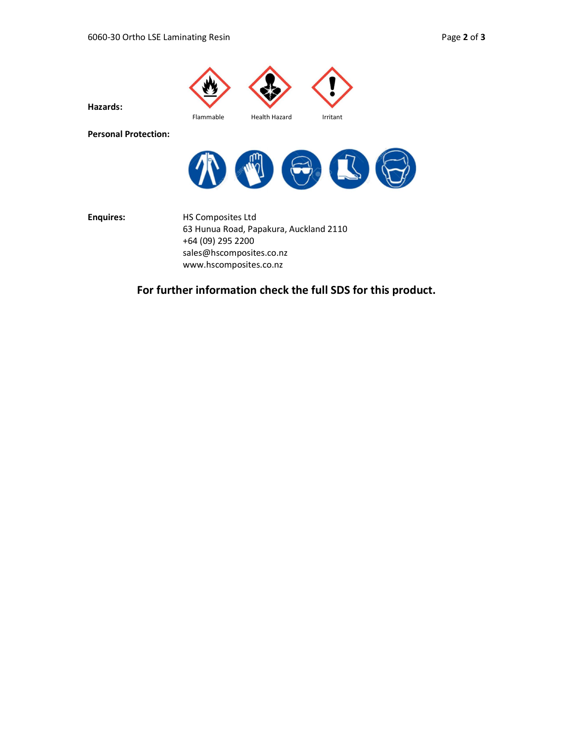**Hazards:**

Flammable

Health Hazard

Irritant

**Personal Protection:**

**Enquires:**

HS Composites Ltd
63 Hunua Road, Papakura, Auckland 2110
+64 (09) 295 2200
sales@hscomposites.co.nz
www.hscomposites.co.nz

**For further information check the full SDS for this product.**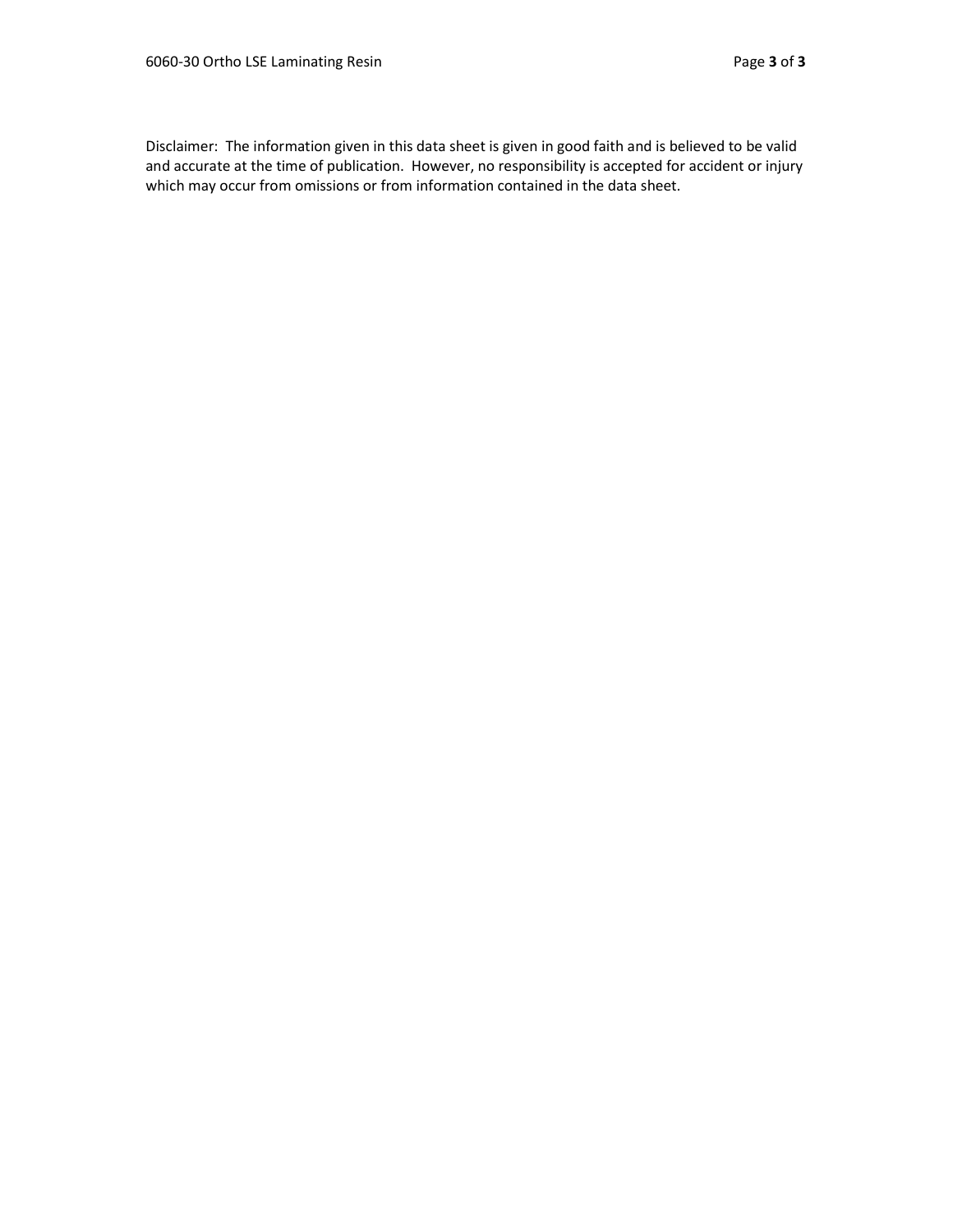Disclaimer: The information given in this data sheet is given in good faith and is believed to be valid and accurate at the time of publication. However, no responsibility is accepted for accident or injury which may occur from omissions or from information contained in the data sheet.